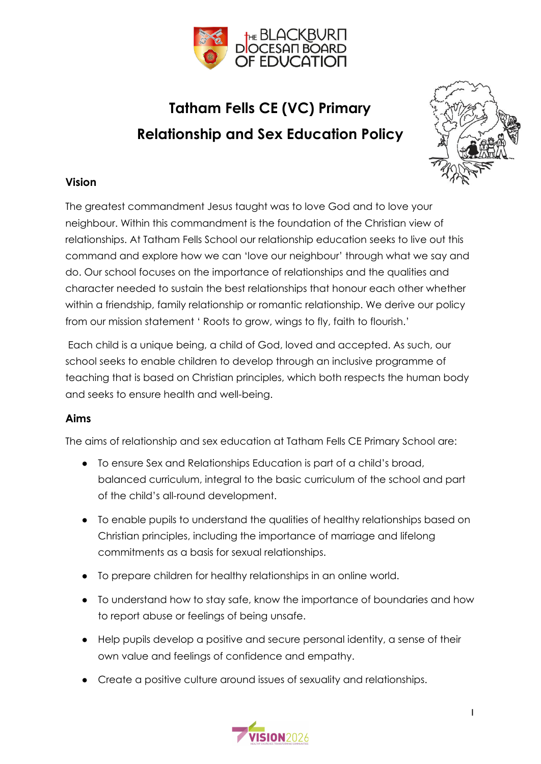# Tatham Fells CE (VC) Primary

# Relationship and Sex Education Policy

## Vision

The greatest commandment Jesus taught was to love God and to love your neighbour. Within this commandment is the foundation of the Christian view of relationships. At Tatham Fells School our relationship education seeks to live out this command and explore how we can 'love our neighbour' through what we say and do. Our school focuses on the importance of relationships and the qualities and character needed to sustain the best relationships that honour each other whether within a friendship, family relationship or romantic relationship. We derive our policy from our mission statement ' Roots to grow, wings to fly, faith to flourish.'

Each child is a unique being, a child of God, loved and accepted. As such, our school seeks to enable children to develop through an inclusive programme of teaching that is based on Christian principles, which both respects the human body and seeks to ensure health and well-being.

## Aims

The aims of relationship and sex education at Tatham Fells CE Primary School are:

- To ensure Sex and Relationships Education is part of a child's broad, balanced curriculum, integral to the basic curriculum of the school and part of the child's all-round development.
- To enable pupils to understand the qualities of healthy relationships based on Christian principles, including the importance of marriage and lifelong commitments as a basis for sexual relationships.
- To prepare children for healthy relationships in an online world.
- To understand how to stay safe, know the importance of boundaries and how to report abuse or feelings of being unsafe.
- Help pupils develop a positive and secure personal identity, a sense of their own value and feelings of confidence and empathy.
- Create a positive culture around issues of sexuality and relationships.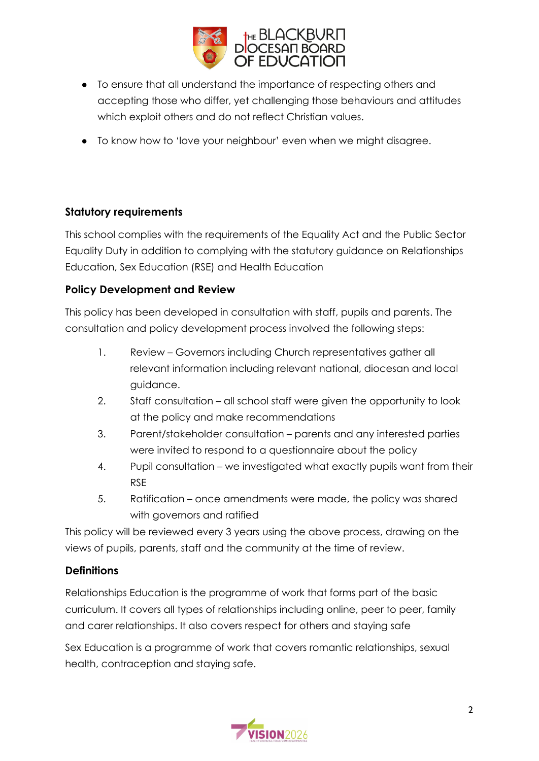- To ensure that all understand the importance of respecting others and accepting those who differ, yet challenging those behaviours and attitudes which exploit others and do not reflect Christian values.
- To know how to 'love your neighbour' even when we might disagree.

**Statutory requirements**

This school complies with the requirements of the Equality Act and the Public Sector Equality Duty in addition to complying with the statutory guidance on Relationships Education, Sex Education (RSE) and Health Education

**Policy Development and Review**

This policy has been developed in consultation with staff, pupils and parents. The consultation and policy development process involved the following steps:

1. Review – Governors including Church representatives gather all relevant information including relevant national, diocesan and local guidance.
2. Staff consultation – all school staff were given the opportunity to look at the policy and make recommendations
3. Parent/stakeholder consultation – parents and any interested parties were invited to respond to a questionnaire about the policy
4. Pupil consultation – we investigated what exactly pupils want from their RSE
5. Ratification – once amendments were made, the policy was shared with governors and ratified

This policy will be reviewed every 3 years using the above process, drawing on the views of pupils, parents, staff and the community at the time of review.

**Definitions**

Relationships Education is the programme of work that forms part of the basic curriculum. It covers all types of relationships including online, peer to peer, family and carer relationships. It also covers respect for others and staying safe

Sex Education is a programme of work that covers romantic relationships, sexual health, contraception and staying safe.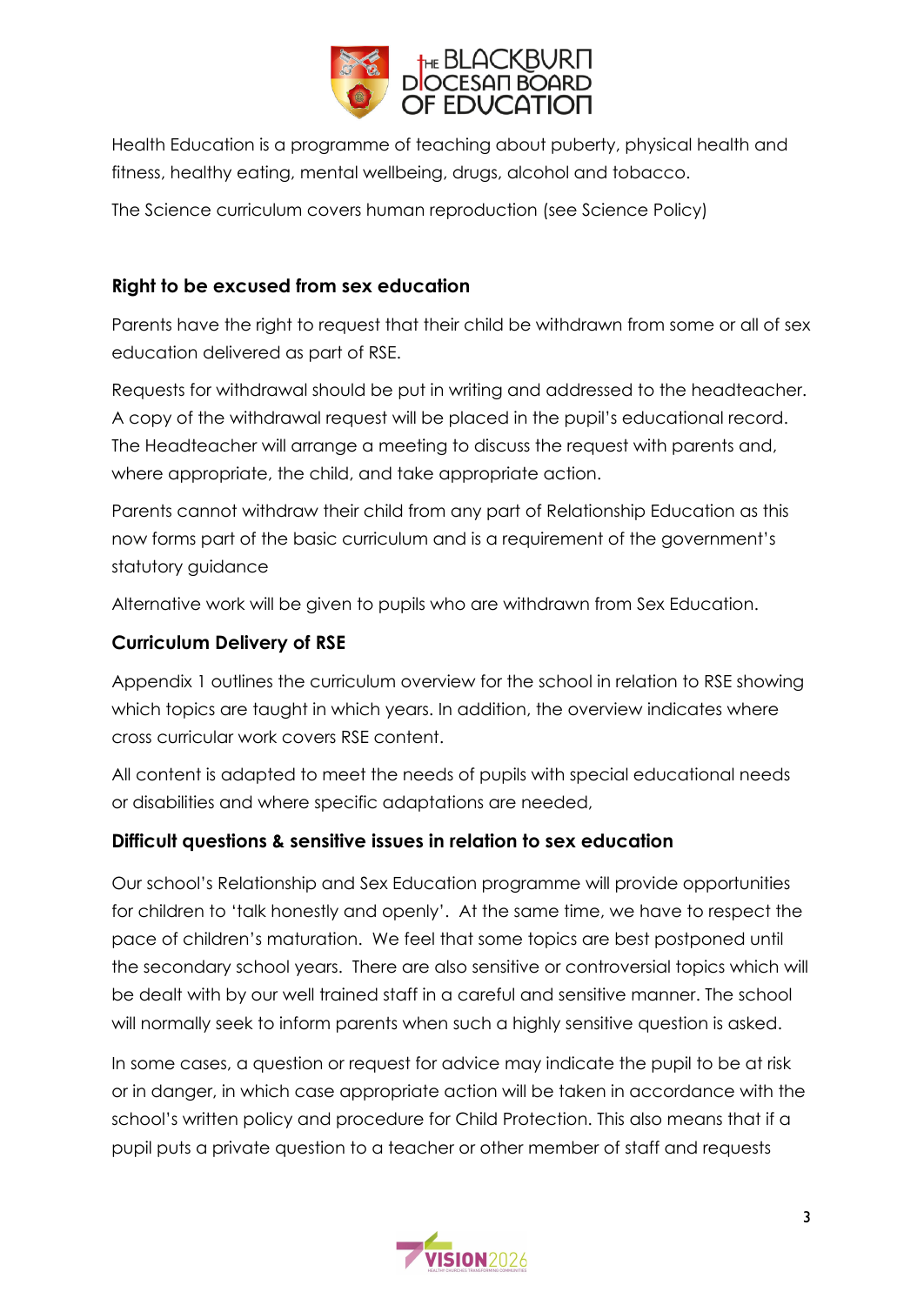Health Education is a programme of teaching about puberty, physical health and fitness, healthy eating, mental wellbeing, drugs, alcohol and tobacco.

The Science curriculum covers human reproduction (see Science Policy)

### Right to be excused from sex education

Parents have the right to request that their child be withdrawn from some or all of sex education delivered as part of RSE.

Requests for withdrawal should be put in writing and addressed to the headteacher. A copy of the withdrawal request will be placed in the pupil's educational record. The Headteacher will arrange a meeting to discuss the request with parents and, where appropriate, the child, and take appropriate action.

Parents cannot withdraw their child from any part of Relationship Education as this now forms part of the basic curriculum and is a requirement of the government's statutory guidance

Alternative work will be given to pupils who are withdrawn from Sex Education.

### Curriculum Delivery of RSE

Appendix 1 outlines the curriculum overview for the school in relation to RSE showing which topics are taught in which years. In addition, the overview indicates where cross curricular work covers RSE content.

All content is adapted to meet the needs of pupils with special educational needs or disabilities and where specific adaptations are needed,

### Difficult questions & sensitive issues in relation to sex education

Our school's Relationship and Sex Education programme will provide opportunities for children to 'talk honestly and openly'. At the same time, we have to respect the pace of children's maturation. We feel that some topics are best postponed until the secondary school years. There are also sensitive or controversial topics which will be dealt with by our well trained staff in a careful and sensitive manner. The school will normally seek to inform parents when such a highly sensitive question is asked.

In some cases, a question or request for advice may indicate the pupil to be at risk or in danger, in which case appropriate action will be taken in accordance with the school's written policy and procedure for Child Protection. This also means that if a pupil puts a private question to a teacher or other member of staff and requests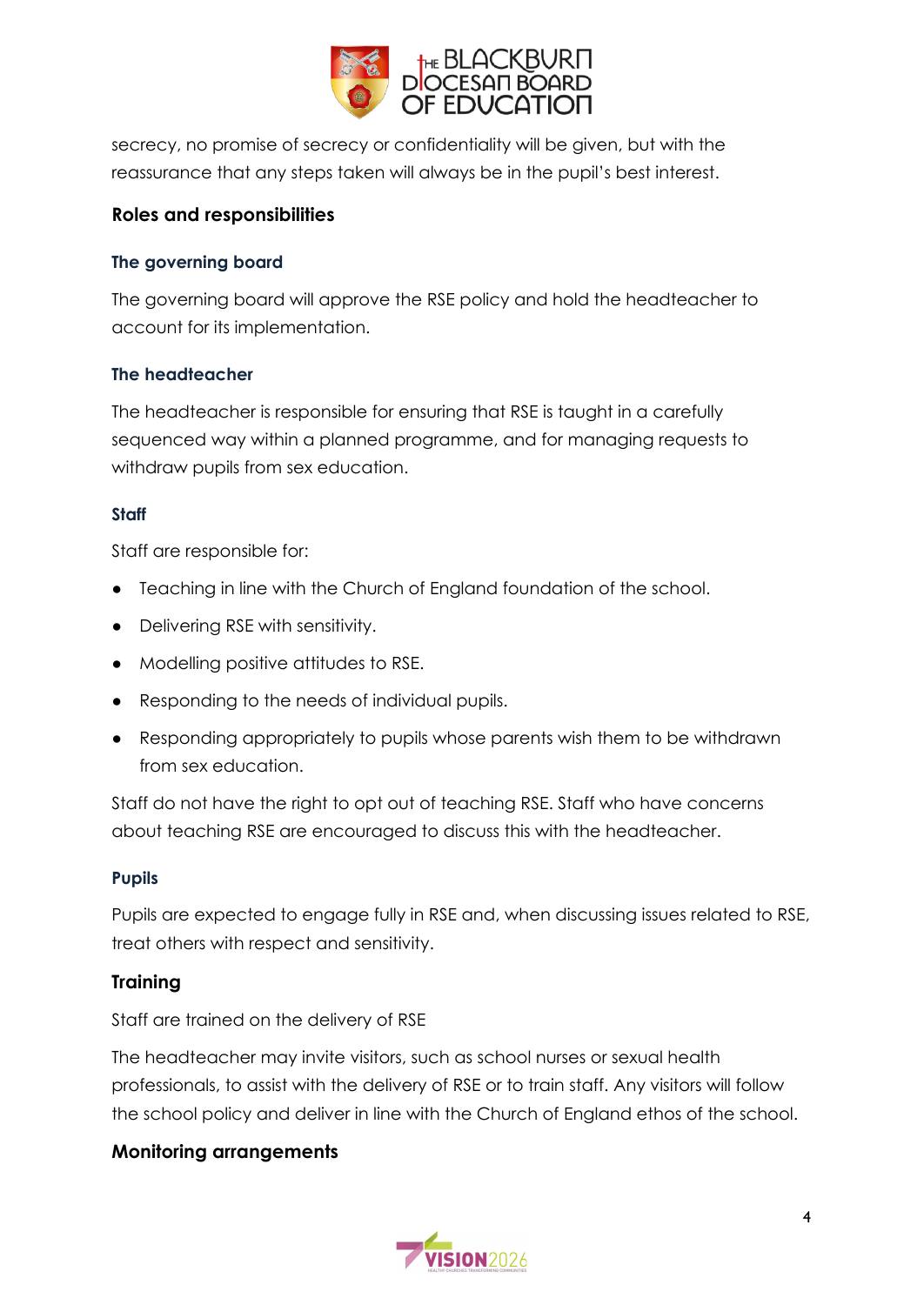secrecy, no promise of secrecy or confidentiality will be given, but with the reassurance that any steps taken will always be in the pupil's best interest.

## Roles and responsibilities

### The governing board

The governing board will approve the RSE policy and hold the headteacher to account for its implementation.

### The headteacher

The headteacher is responsible for ensuring that RSE is taught in a carefully sequenced way within a planned programme, and for managing requests to withdraw pupils from sex education.

### Staff

Staff are responsible for:

- Teaching in line with the Church of England foundation of the school.
- Delivering RSE with sensitivity.
- Modelling positive attitudes to RSE.
- Responding to the needs of individual pupils.
- Responding appropriately to pupils whose parents wish them to be withdrawn from sex education.

Staff do not have the right to opt out of teaching RSE. Staff who have concerns about teaching RSE are encouraged to discuss this with the headteacher.

### Pupils

Pupils are expected to engage fully in RSE and, when discussing issues related to RSE, treat others with respect and sensitivity.

## Training

Staff are trained on the delivery of RSE

The headteacher may invite visitors, such as school nurses or sexual health professionals, to assist with the delivery of RSE or to train staff. Any visitors will follow the school policy and deliver in line with the Church of England ethos of the school.

## Monitoring arrangements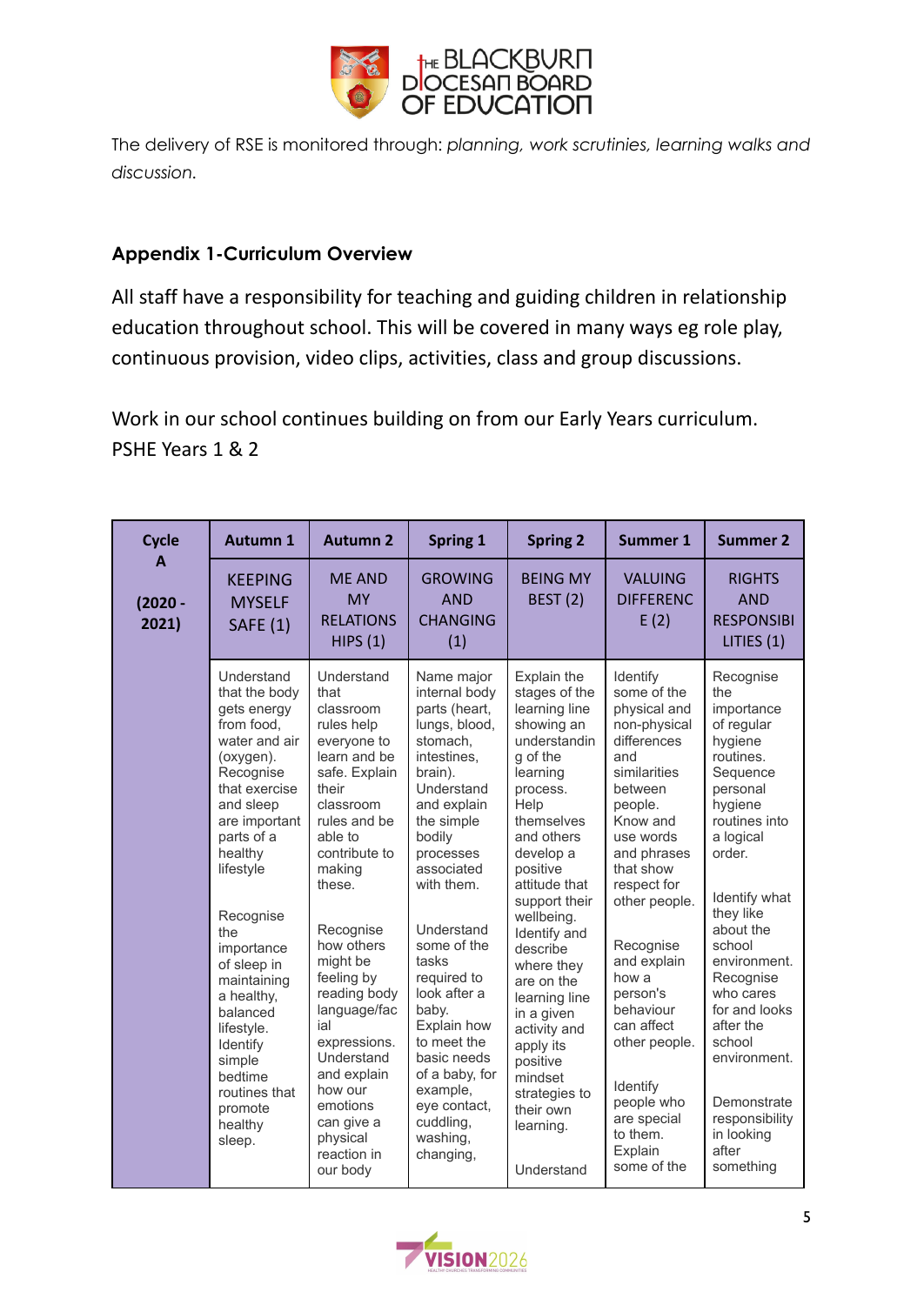The delivery of RSE is monitored through: *planning, work scrutinies, learning walks and discussion.*

### Appendix 1-Curriculum Overview

All staff have a responsibility for teaching and guiding children in relationship education throughout school. This will be covered in many ways eg role play, continuous provision, video clips, activities, class and group discussions.

Work in our school continues building on from our Early Years curriculum.
PSHE Years 1 & 2

| Cycle A (2020 - 2021) | Autumn 1 | Autumn 2 | Spring 1 | Spring 2 | Summer 1 | Summer 2 |
|---|---|---|---|---|---|---|
| | KEEPING MYSELF SAFE (1) | ME AND MY RELATIONSHIPS (1) | GROWING AND CHANGING (1) | BEING MY BEST (2) | VALUING DIFFERENCE (2) | RIGHTS AND RESPONSIBILITIES (1) |
| | Understand that the body gets energy from food, water and air (oxygen). Recognise that exercise and sleep are important parts of a healthy lifestyle<br><br>Recognise the importance of sleep in maintaining a healthy, balanced lifestyle. Identify simple bedtime routines that promote healthy sleep. | Understand that classroom rules help everyone to learn and be safe. Explain their classroom rules and be able to contribute to making these.<br><br>Recognise how others might be feeling by reading body language/facial expressions. Understand and explain how our emotions can give a physical reaction in our body | Name major internal body parts (heart, lungs, blood, stomach, intestines, brain). Understand and explain the simple bodily processes associated with them.<br><br>Understand some of the tasks required to look after a baby. Explain how to meet the basic needs of a baby, for example, eye contact, cuddling, washing, changing, | Explain the stages of the learning line showing an understanding of the learning process. Help themselves and others develop a positive attitude that support their wellbeing. Identify and describe where they are on the learning line in a given activity and apply its positive mindset strategies to their own learning.<br><br>Understand | Identify some of the physical and non-physical differences and similarities between people. Know and use words and phrases that show respect for other people.<br><br>Recognise and explain how a person's behaviour can affect other people.<br><br>Identify people who are special to them. Explain some of the | Recognise the importance of regular hygiene routines. Sequence personal hygiene routines into a logical order.<br><br>Identify what they like about the school environment. Recognise who cares for and looks after the school environment.<br><br>Demonstrate responsibility in looking after something |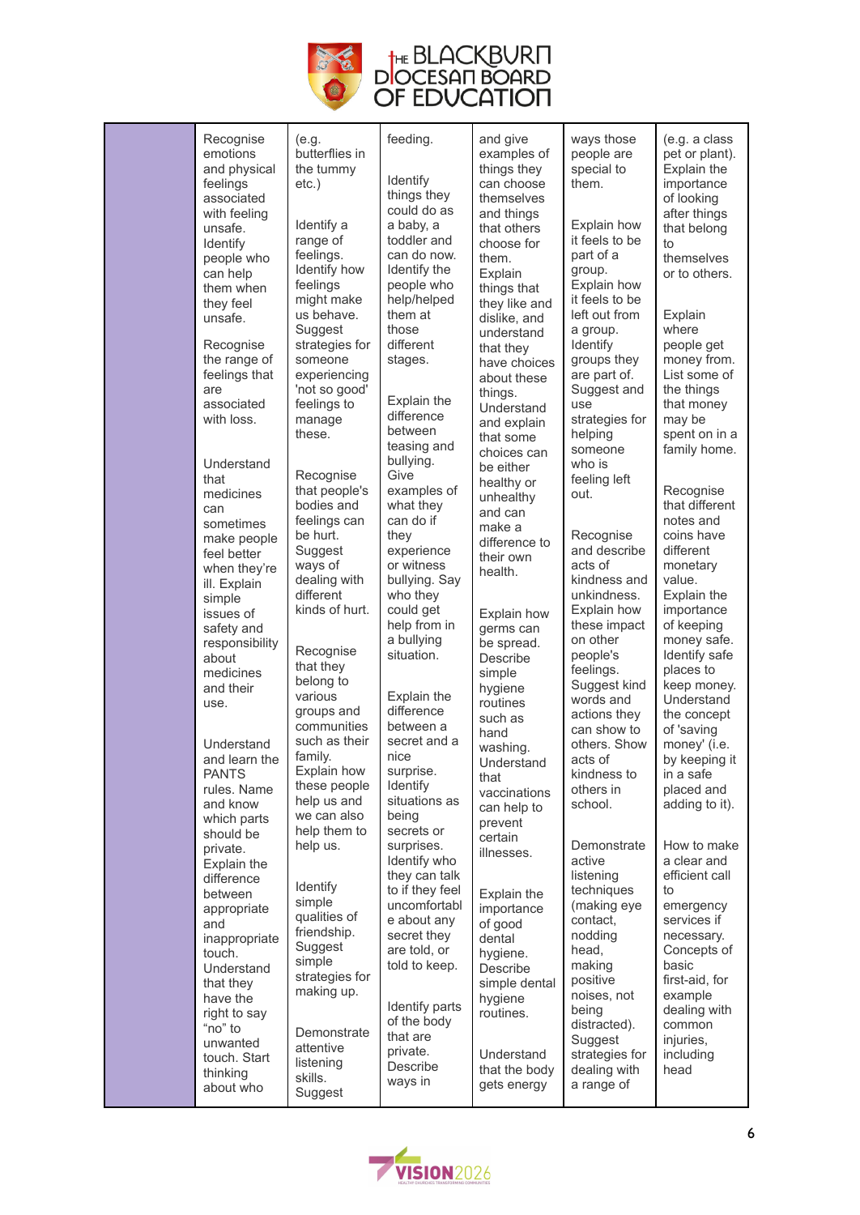| | | | | | | |
|---|---|---|---|---|---|---|
| | Recognise emotions and physical feelings associated with feeling unsafe. Identify people who can help them when they feel unsafe.<br><br>Recognise the range of feelings that are associated with loss.<br><br>Understand that medicines can sometimes make people feel better when they're ill. Explain simple issues of safety and responsibility about medicines and their use.<br><br>Understand and learn the PANTS rules. Name and know which parts should be private. Explain the difference between appropriate and inappropriate touch. Understand that they have the right to say "no" to unwanted touch. Start thinking about who | (e.g. butterflies in the tummy etc.)<br><br>Identify a range of feelings. Identify how feelings might make us behave. Suggest strategies for someone experiencing 'not so good' feelings to manage these.<br><br>Recognise that people's bodies and feelings can be hurt. Suggest ways of dealing with different kinds of hurt.<br><br>Recognise that they belong to various groups and communities such as their family. Explain how these people help us and we can also help them to help us.<br><br>Identify simple qualities of friendship. Suggest simple strategies for making up.<br><br>Demonstrate attentive listening skills. Suggest | feeding.<br><br>Identify things they could do as a baby, a toddler and can do now. Identify the people who help/helped them at those different stages.<br><br>Explain the difference between teasing and bullying. Give examples of what they can do if they experience or witness bullying. Say who they could get help from in a bullying situation.<br><br>Explain the difference between a secret and a nice surprise. Identify situations as being secrets or surprises. Identify who they can talk to if they feel uncomfortable about any secret they are told, or told to keep.<br><br>Identify parts of the body that are private. Describe ways in | and give examples of things they can choose themselves and things that others choose for them. Explain things that they like and dislike, and understand that they have choices about these things. Understand and explain that some choices can be either healthy or unhealthy and can make a difference to their own health.<br><br>Explain how germs can be spread. Describe simple hygiene routines such as hand washing. Understand that vaccinations can help to prevent certain illnesses.<br><br>Explain the importance of good dental hygiene. Describe simple dental hygiene routines.<br><br>Understand that the body gets energy | ways those people are special to them.<br><br>Explain how it feels to be part of a group. Explain how it feels to be left out from a group. Identify groups they are part of. Suggest and use strategies for helping someone who is feeling left out.<br><br>Recognise and describe acts of kindness and unkindness. Explain how these impact on other people's feelings. Suggest kind words and actions they can show to others. Show acts of kindness to others in school.<br><br>Demonstrate active listening techniques (making eye contact, nodding head, making positive noises, not being distracted). Suggest strategies for dealing with a range of | (e.g. a class pet or plant). Explain the importance of looking after things that belong to themselves or to others.<br><br>Explain where people get money from. List some of the things that money may be spent on in a family home.<br><br>Recognise that different notes and coins have different monetary value. Explain the importance of keeping money safe. Identify safe places to keep money. Understand the concept of 'saving money' (i.e. by keeping it in a safe placed and adding to it).<br><br>How to make a clear and efficient call to emergency services if necessary. Concepts of basic first-aid, for example dealing with common injuries, including head |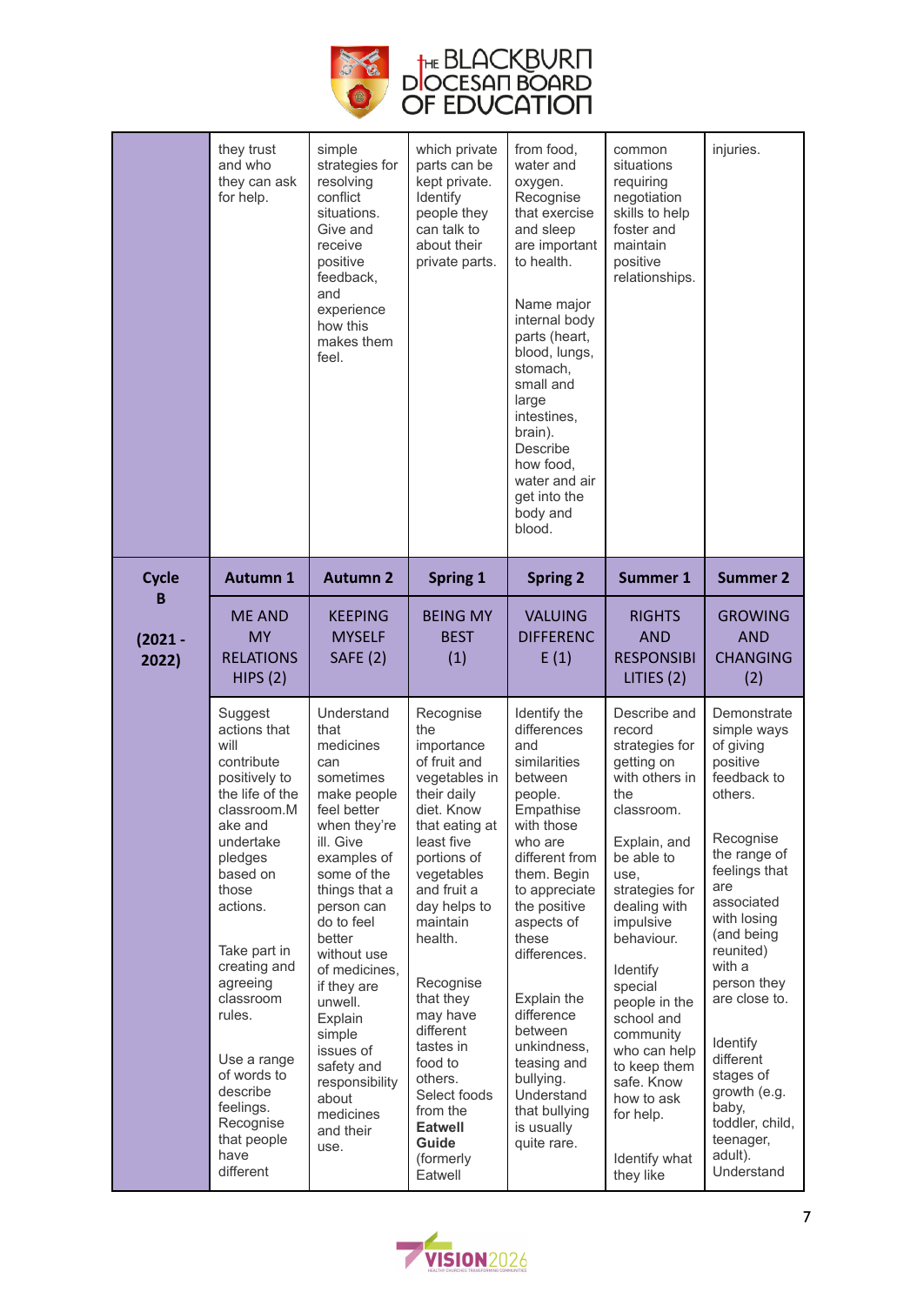| | | | | | | |
|---|---|---|---|---|---|---|
| | they trust and who they can ask for help. | simple strategies for resolving conflict situations. Give and receive positive feedback, and experience how this makes them feel. | which private parts can be kept private. Identify people they can talk to about their private parts. | from food, water and oxygen. Recognise that exercise and sleep are important to health.<br><br>Name major internal body parts (heart, blood, lungs, stomach, small and large intestines, brain). Describe how food, water and air get into the body and blood. | common situations requiring negotiation skills to help foster and maintain positive relationships. | injuries. |
| **Cycle B**<br><br>**(2021 - 2022)** | **Autumn 1** | **Autumn 2** | **Spring 1** | **Spring 2** | **Summer 1** | **Summer 2** |
| | ME AND MY RELATIONSHIPS (2) | KEEPING MYSELF SAFE (2) | BEING MY BEST (1) | VALUING DIFFERENCE (1) | RIGHTS AND RESPONSIBILITIES (2) | GROWING AND CHANGING (2) |
| | Suggest actions that will contribute positively to the life of the classroom.Make and undertake pledges based on those actions.<br><br>Take part in creating and agreeing classroom rules.<br><br>Use a range of words to describe feelings. Recognise that people have different | Understand that medicines can sometimes make people feel better when they're ill. Give examples of some of the things that a person can do to feel better without use of medicines, if they are unwell. Explain simple issues of safety and responsibility about medicines and their use. | Recognise the importance of fruit and vegetables in their daily diet. Know that eating at least five portions of vegetables and fruit a day helps to maintain health.<br><br>Recognise that they may have different tastes in food to others. Select foods from the **Eatwell Guide** (formerly Eatwell | Identify the differences and similarities between people. Empathise with those who are different from them. Begin to appreciate the positive aspects of these differences.<br><br>Explain the difference between unkindness, teasing and bullying. Understand that bullying is usually quite rare. | Describe and record strategies for getting on with others in the classroom.<br><br>Explain, and be able to use, strategies for dealing with impulsive behaviour.<br><br>Identify special people in the school and community who can help to keep them safe. Know how to ask for help.<br><br>Identify what they like | Demonstrate simple ways of giving positive feedback to others.<br><br>Recognise the range of feelings that are associated with losing (and being reunited) with a person they are close to.<br><br>Identify different stages of growth (e.g. baby, toddler, child, teenager, adult). Understand |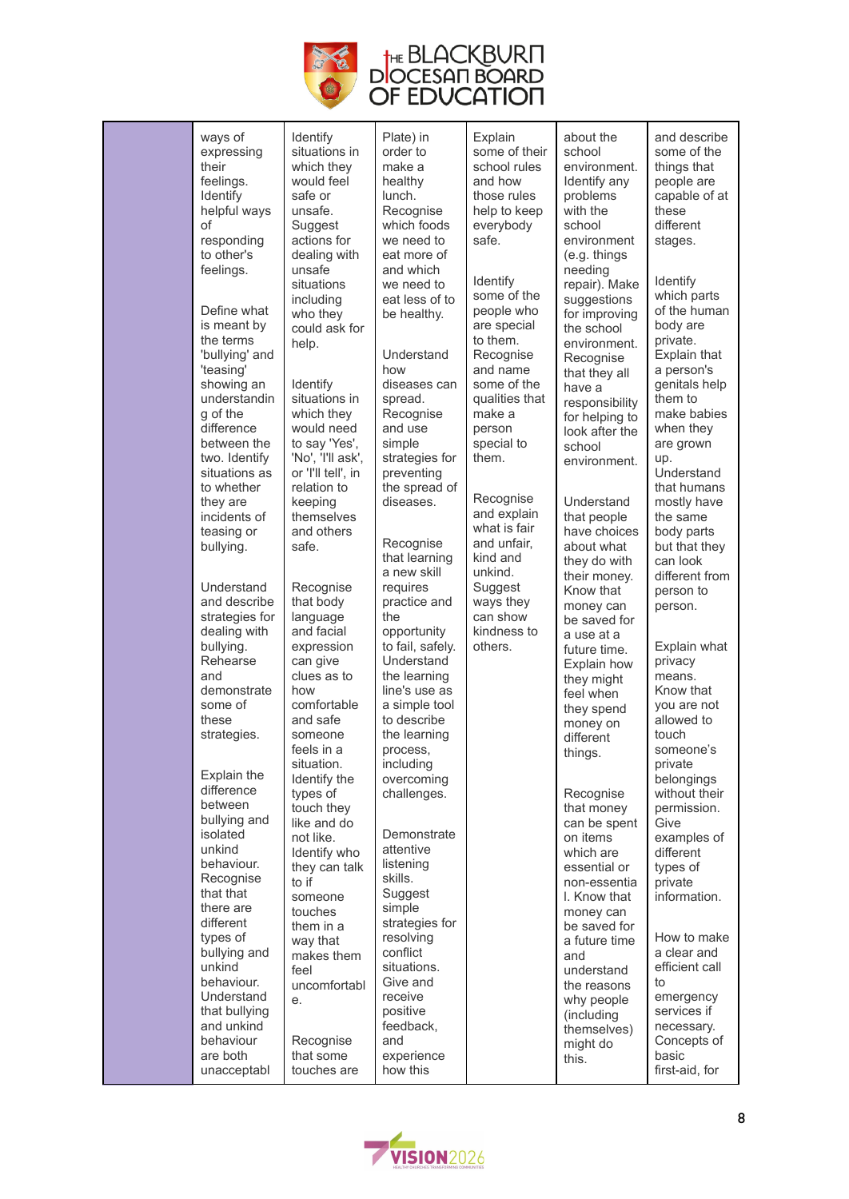| | | | | | | |
|---|---|---|---|---|---|---|
| | ways of expressing their feelings. Identify helpful ways of responding to other's feelings.<br><br>Define what is meant by the terms 'bullying' and 'teasing' showing an understandin g of the difference between the two. Identify situations as to whether they are incidents of teasing or bullying.<br><br>Understand and describe strategies for dealing with bullying. Rehearse and demonstrate some of these strategies.<br><br>Explain the difference between bullying and isolated unkind behaviour. Recognise that that there are different types of bullying and unkind behaviour. Understand that bullying and unkind behaviour are both unacceptabl | Identify situations in which they would feel safe or unsafe. Suggest actions for dealing with unsafe situations including who they could ask for help.<br><br>Identify situations in which they would need to say 'Yes', 'No', 'I'll ask', or 'I'll tell', in relation to keeping themselves and others safe.<br><br>Recognise that body language and facial expression can give clues as to how comfortable and safe someone feels in a situation. Identify the types of touch they like and do not like. Identify who they can talk to if someone touches them in a way that makes them feel uncomfortabl e.<br><br>Recognise that some touches are | Plate) in order to make a healthy lunch. Recognise which foods we need to eat more of and which we need to eat less of to be healthy.<br><br>Understand how diseases can spread. Recognise and use simple strategies for preventing the spread of diseases.<br><br>Recognise that learning a new skill requires practice and the opportunity to fail, safely. Understand the learning line's use as a simple tool to describe the learning process, including overcoming challenges.<br><br>Demonstrate attentive listening skills. Suggest simple strategies for resolving conflict situations. Give and receive positive feedback, and experience how this | Explain some of their school rules and how those rules help to keep everybody safe.<br><br>Identify some of the people who are special to them. Recognise and name some of the qualities that make a person special to them.<br><br>Recognise and explain what is fair and unfair, kind and unkind. Suggest ways they can show kindness to others. | about the school environment. Identify any problems with the school environment (e.g. things needing repair). Make suggestions for improving the school environment. Recognise that they all have a responsibility for helping to look after the school environment.<br><br>Understand that people have choices about what they do with their money. Know that money can be saved for a use at a future time. Explain how they might feel when they spend money on different things.<br><br>Recognise that money can be spent on items which are essential or non-essentia l. Know that money can be saved for a future time and understand the reasons why people (including themselves) might do this. | and describe some of the things that people are capable of at these different stages.<br><br>Identify which parts of the human body are private. Explain that a person's genitals help them to make babies when they are grown up. Understand that humans mostly have the same body parts but that they can look different from person to person.<br><br>Explain what privacy means. Know that you are not allowed to touch someone's private belongings without their permission. Give examples of different types of private information.<br><br>How to make a clear and efficient call to emergency services if necessary. Concepts of basic first-aid, for |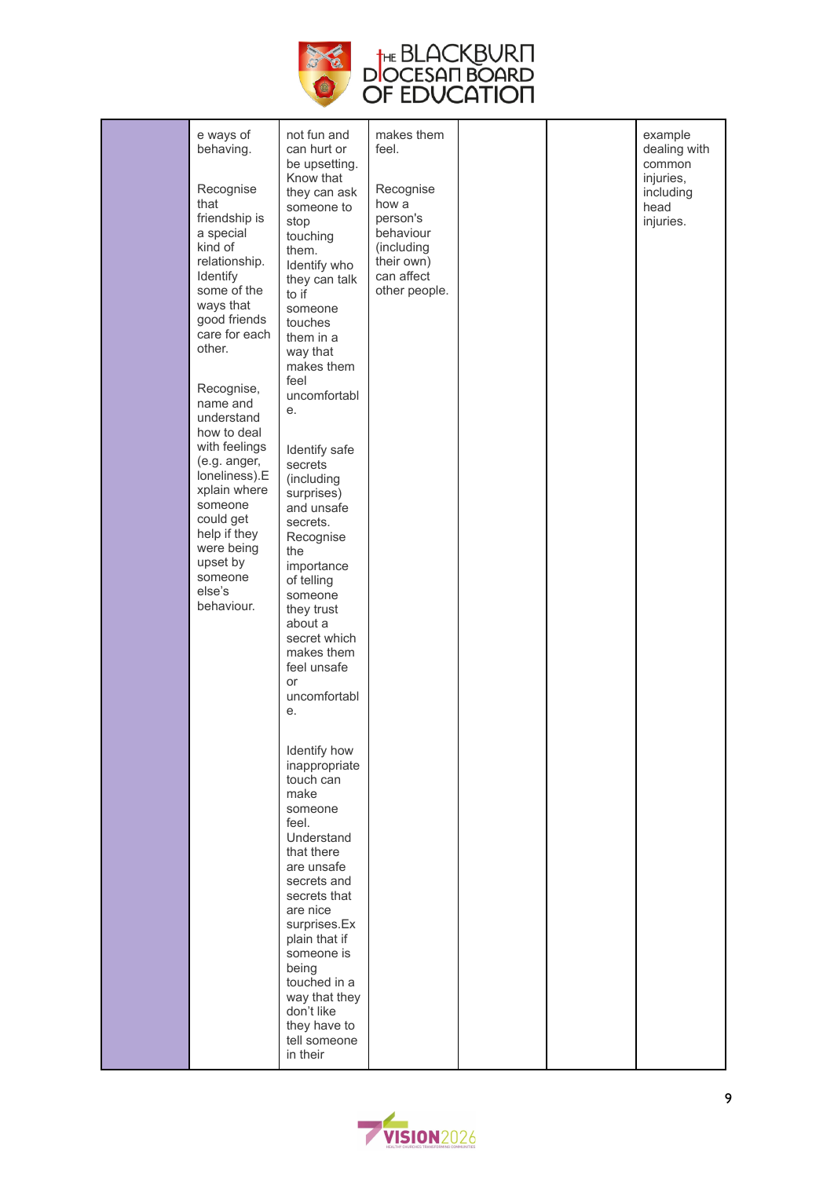| | | | | | | |
|---|---|---|---|---|---|---|
| | e ways of behaving.<br><br>Recognise that friendship is a special kind of relationship. Identify some of the ways that good friends care for each other.<br><br>Recognise, name and understand how to deal with feelings (e.g. anger, loneliness).Explain where someone could get help if they were being upset by someone else's behaviour. | not fun and can hurt or be upsetting. Know that they can ask someone to stop touching them. Identify who they can talk to if someone touches them in a way that makes them feel uncomfortable.<br><br>Identify safe secrets (including surprises) and unsafe secrets. Recognise the importance of telling someone they trust about a secret which makes them feel unsafe or uncomfortable.<br><br>Identify how inappropriate touch can make someone feel. Understand that there are unsafe secrets and secrets that are nice surprises.Explain that if someone is being touched in a way that they don't like they have to tell someone in their | makes them feel.<br><br>Recognise how a person's behaviour (including their own) can affect other people. | | | example dealing with common injuries, including head injuries. |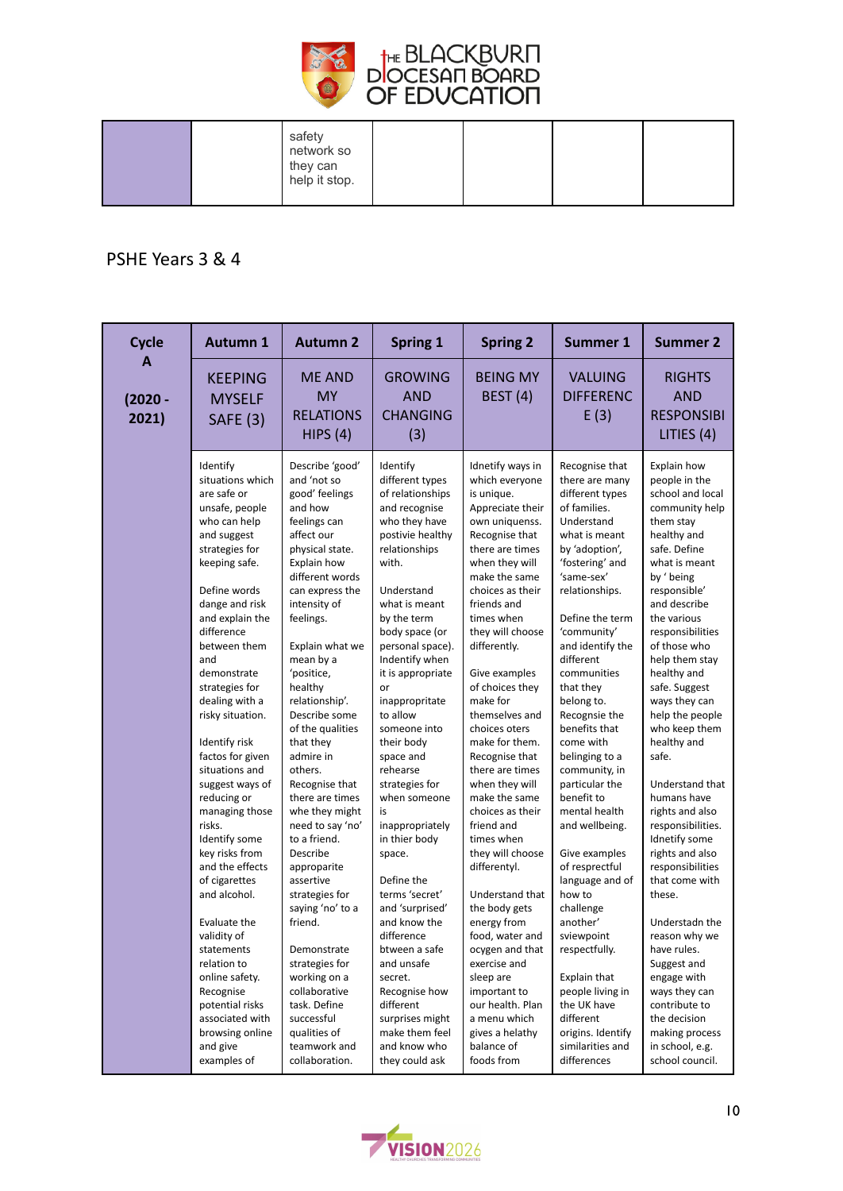| | | safety network so they can help it stop. | | | | |
|---|---|---|---|---|---|---|

PSHE Years 3 & 4

| **Cycle A (2020 - 2021)** | **Autumn 1** | **Autumn 2** | **Spring 1** | **Spring 2** | **Summer 1** | **Summer 2** |
|---|---|---|---|---|---|---|
| | KEEPING MYSELF SAFE (3) | ME AND MY RELATIONS HIPS (4) | GROWING AND CHANGING (3) | BEING MY BEST (4) | VALUING DIFFERENC E (3) | RIGHTS AND RESPONSIBI LITIES (4) |
| | Identify situations which are safe or unsafe, people who can help and suggest strategies for keeping safe.<br><br>Define words dange and risk and explain the difference between them and demonstrate strategies for dealing with a risky situation.<br><br>Identify risk factos for given situations and suggest ways of reducing or managing those risks.<br>Identify some key risks from and the effects of cigarettes and alcohol.<br><br>Evaluate the validity of statements relation to online safety.<br>Recognise potential risks associated with browsing online and give examples of | Describe 'good' and 'not so good' feelings and how feelings can affect our physical state.<br>Explain how different words can express the intensity of feelings.<br><br>Explain what we mean by a 'positice, healthy relationship'.<br>Describe some of the qualities that they admire in others.<br>Recognise that there are times whe they might need to say 'no' to a friend.<br>Describe approparite assertive strategies for saying 'no' to a friend.<br><br>Demonstrate strategies for working on a collaborative task. Define successful qualities of teamwork and collaboration. | Identify different types of relationships and recognise who they have postivie healthy relationships with.<br><br>Understand what is meant by the term body space (or personal space). Indentify when it is appropriate or inappropritate to allow someone into their body space and rehearse strategies for when someone is inappropriately in thier body space.<br><br>Define the terms 'secret' and 'surprised' and know the difference btween a safe and unsafe secret.<br>Recognise how different surprises might make them feel and know who they could ask | Idnetify ways in which everyone is unique.<br>Appreciate their own uniquenss.<br>Recognise that there are times when they will make the same choices as their friends and times when they will choose differently.<br><br>Give examples of choices they make for themselves and choices oters make for them.<br>Recognise that there are times when they will make the same choices as their friend and times when they will choose differentyl.<br><br>Understand that the body gets energy from food, water and ocygen and that exercise and sleep are important to our health. Plan a menu which gives a helathy balance of foods from | Recognise that there are many different types of families.<br>Understand what is meant by 'adoption', 'fostering' and 'same-sex' relationships.<br><br>Define the term 'community' and identify the different communities that they belong to.<br>Recognsie the benefits that come with belinging to a community, in particular the benefit to mental health and wellbeing.<br><br>Give examples of resprectful language and of how to challenge another' sviewpoint respectfully.<br><br>Explain that people living in the UK have different origins. Identify similarities and differences | Explain how people in the school and local community help them stay healthy and safe. Define what is meant by ' being responsible' and describe the various responsibilities of those who help them stay healthy and safe. Suggest ways they can help the people who keep them healthy and safe.<br><br>Understand that humans have rights and also responsibilities. Idnetify some rights and also responsibilities that come with these.<br><br>Understadn the reason why we have rules.<br>Suggest and engage with ways they can contribute to the decision making process in school, e.g. school council. |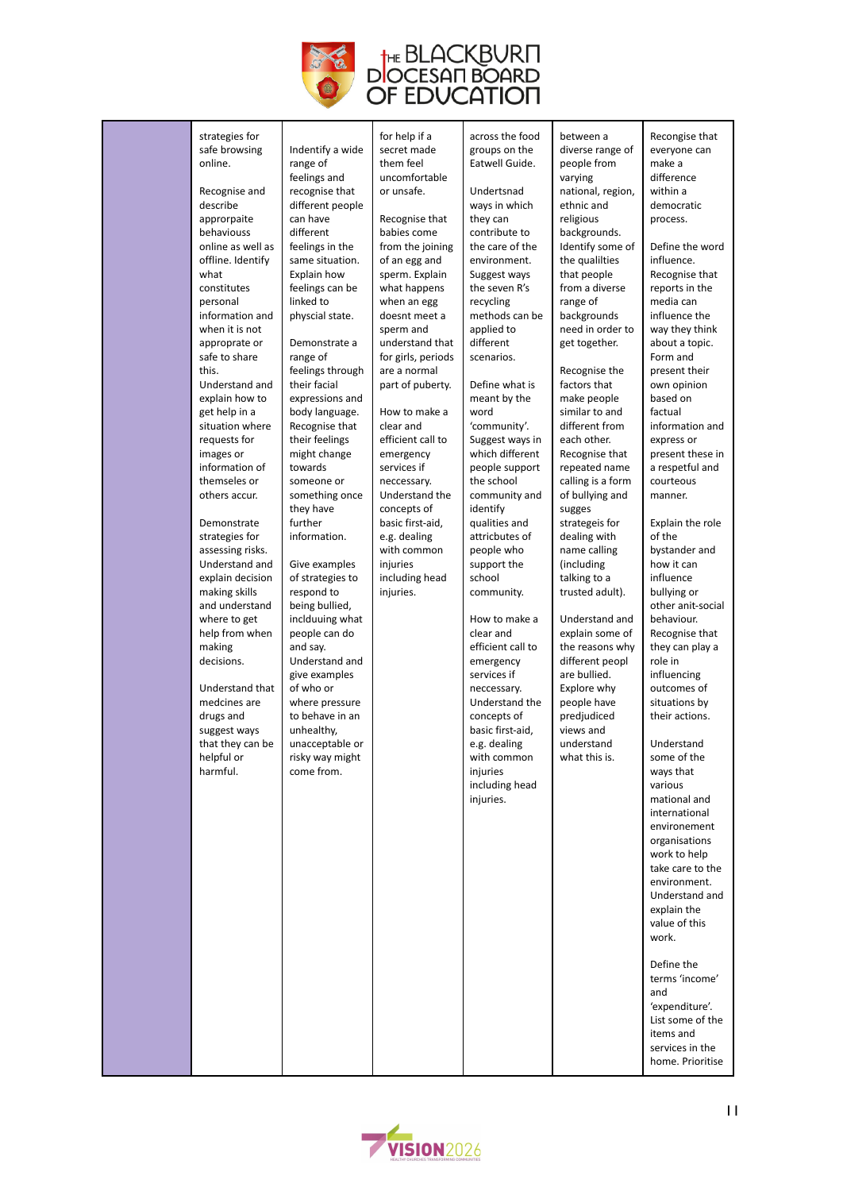| | | | | | | |
|---|---|---|---|---|---|---|
| | strategies for safe browsing online.<br><br>Recognise and describe approrpaite behavious online as well as offline. Identify what constitutes personal information and when it is not appropriate or safe to share this.<br>Understand and explain how to get help in a situation where requests for images or information of themseles or others accur.<br><br>Demonstrate strategies for assessing risks. Understand and explain decision making skills and understand where to get help from when making decisions.<br><br>Understand that medcines are drugs and suggest ways that they can be helpful or harmful. | Indentify a wide range of feelings and recognise that different people can have different feelings in the same situation. Explain how feelings can be linked to physcial state.<br><br>Demonstrate a range of feelings through their facial expressions and body language. Recognise that their feelings might change towards someone or something once they have further information.<br><br>Give examples of strategies to respond to being bullied, inclduuing what people can do and say.<br>Understand and give examples of who or where pressure to behave in an unhealthy, unacceptable or risky way might come from. | for help if a secret made them feel uncomfortable or unsafe.<br><br>Recognise that babies come from the joining of an egg and sperm. Explain what happens when an egg doesnt meet a sperm and understand that for girls, periods are a normal part of puberty.<br><br>How to make a clear and efficient call to emergency services if neccessary. Understand the concepts of basic first-aid, e.g. dealing with common injuries including head injuries. | across the food groups on the Eatwell Guide.<br><br>Undertsnad ways in which they can contribute to the care of the environment. Suggest ways the seven R's recycling methods can be applied to different scenarios.<br><br>Define what is meant by the word 'community'. Suggest ways in which different people support the school community and identify qualities and attricbutes of people who support the school community.<br><br>How to make a clear and efficient call to emergency services if neccessary. Understand the concepts of basic first-aid, e.g. dealing with common injuries including head injuries. | between a diverse range of people from varying national, region, ethnic and religious backgrounds. Identify some of the qualilties that people from a diverse range of backgrounds need in order to get together.<br><br>Recognise the factors that make people similar to and different from each other. Recognise that repeated name calling is a form of bullying and sugges strategeis for dealing with name calling (including talking to a trusted adult).<br><br>Understand and explain some of the reasons why different peopl are bullied. Explore why people have predjudiced views and understand what this is. | Recongise that everyone can make a difference within a democratic process.<br><br>Define the word influence. Recognise that reports in the media can influence the way they think about a topic. Form and present their own opinion based on factual information and express or present these in a respetful and courteous manner.<br><br>Explain the role of the bystander and how it can influence bullying or other anit-social behaviour. Recognise that they can play a role in influencing outcomes of situations by their actions.<br><br>Understand some of the ways that various mational and international environement organisations work to help take care to the environment. Understand and explain the value of this work.<br><br>Define the terms 'income' and 'expenditure'. List some of the items and services in the home. Prioritise |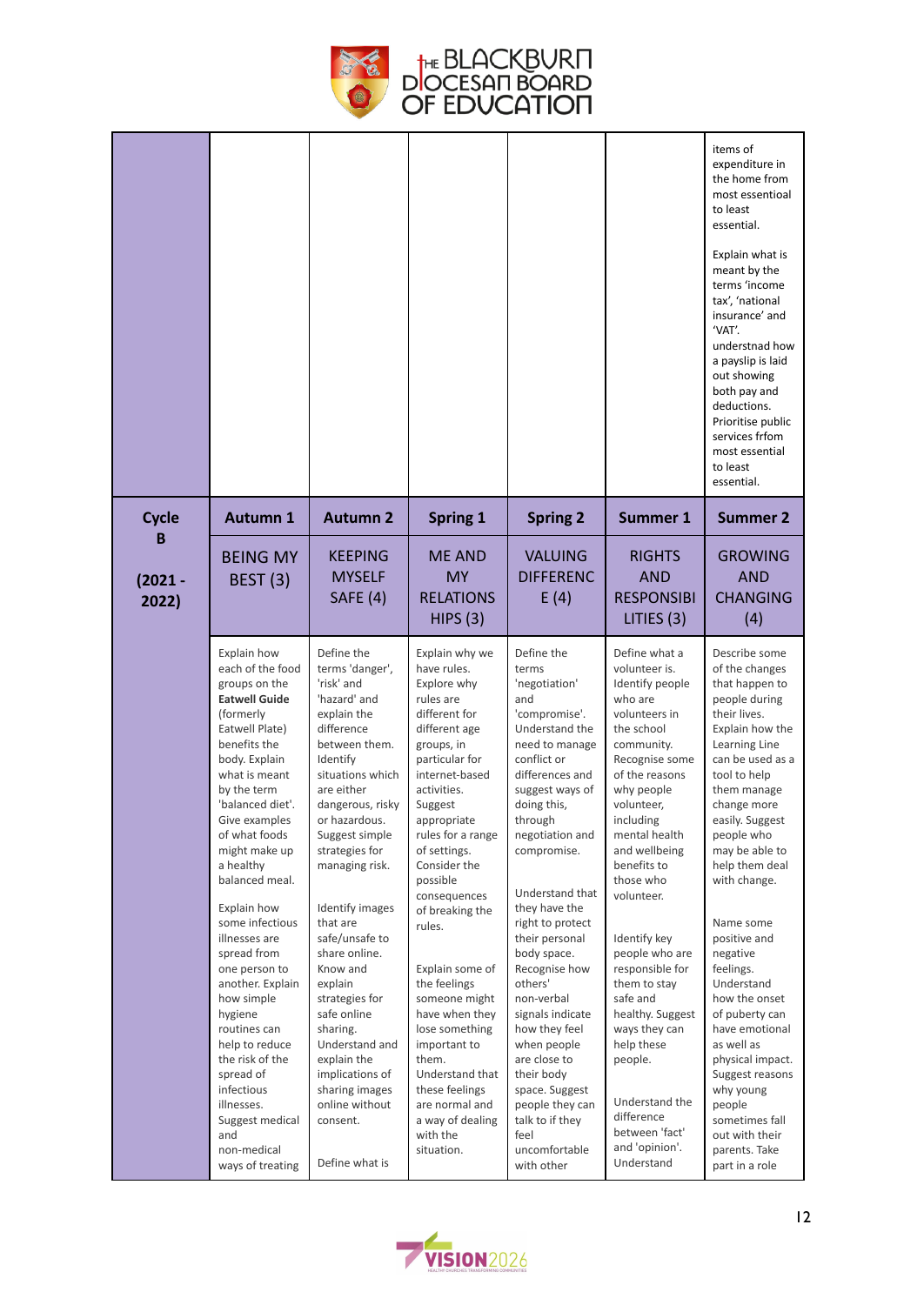| | | | | | | items of expenditure in the home from most essentioal to least essential.<br><br>Explain what is meant by the terms 'income tax', 'national insurance' and 'VAT'. understnad how a payslip is laid out showing both pay and deductions. Prioritise public services frfom most essential to least essential. |
|---|---|---|---|---|---|---|
| **Cycle B (2021 - 2022)** | **Autumn 1** | **Autumn 2** | **Spring 1** | **Spring 2** | **Summer 1** | **Summer 2** |
| | BEING MY BEST (3) | KEEPING MYSELF SAFE (4) | ME AND MY RELATIONSHIPS (3) | VALUING DIFFERENCE (4) | RIGHTS AND RESPONSIBILITIES (3) | GROWING AND CHANGING (4) |
| | Explain how each of the food groups on the **Eatwell Guide** (formerly Eatwell Plate) benefits the body. Explain what is meant by the term 'balanced diet'. Give examples of what foods might make up a healthy balanced meal.<br><br>Explain how some infectious illnesses are spread from one person to another. Explain how simple hygiene routines can help to reduce the risk of the spread of infectious illnesses. Suggest medical and non-medical ways of treating | Define the terms 'danger', 'risk' and 'hazard' and explain the difference between them. Identify situations which are either dangerous, risky or hazardous. Suggest simple strategies for managing risk.<br><br>Identify images that are safe/unsafe to share online. Know and explain strategies for safe online sharing. Understand and explain the implications of sharing images online without consent.<br><br>Define what is | Explain why we have rules. Explore why rules are different for different age groups, in particular for internet-based activities. Suggest appropriate rules for a range of settings. Consider the possible consequences of breaking the rules.<br><br>Explain some of the feelings someone might have when they lose something important to them. Understand that these feelings are normal and a way of dealing with the situation. | Define the terms 'negotiation' and 'compromise'. Understand the need to manage conflict or differences and suggest ways of doing this, through negotiation and compromise.<br><br>Understand that they have the right to protect their personal body space. Recognise how others' non-verbal signals indicate how they feel when people are close to their body space. Suggest people they can talk to if they feel uncomfortable with other | Define what a volunteer is. Identify people who are volunteers in the school community. Recognise some of the reasons why people volunteer, including mental health and wellbeing benefits to those who volunteer.<br><br>Identify key people who are responsible for them to stay safe and healthy. Suggest ways they can help these people.<br><br>Understand the difference between 'fact' and 'opinion'. Understand | Describe some of the changes that happen to people during their lives. Explain how the Learning Line can be used as a tool to help them manage change more easily. Suggest people who may be able to help them deal with change.<br><br>Name some positive and negative feelings. Understand how the onset of puberty can have emotional as well as physical impact. Suggest reasons why young people sometimes fall out with their parents. Take part in a role |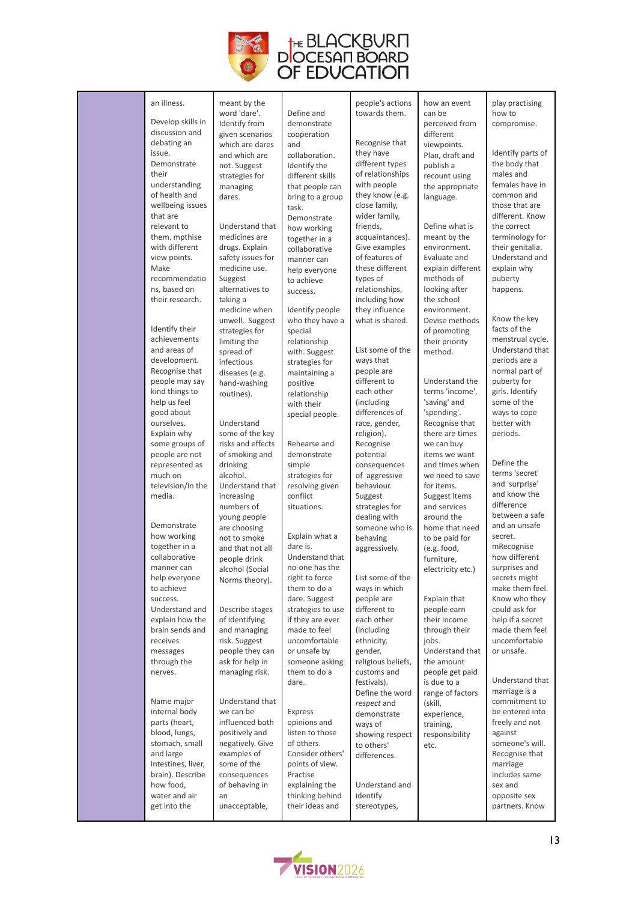| | | | | | | |
|---|---|---|---|---|---|---|
| | an illness.<br><br>Develop skills in discussion and debating an issue. Demonstrate their understanding of health and wellbeing issues that are relevant to them. mpthise with different view points. Make recommendations, based on their research.<br><br>Identify their achievements and areas of development. Recognise that people may say kind things to help us feel good about ourselves. Explain why some groups of people are not represented as much on television/in the media.<br><br>Demonstrate how working together in a collaborative manner can help everyone to achieve success. Understand and explain how the brain sends and receives messages through the nerves.<br><br>Name major internal body parts (heart, blood, lungs, stomach, small and large intestines, liver, brain). Describe how food, water and air get into the | meant by the word 'dare'. Identify from given scenarios which are dares and which are not. Suggest strategies for managing dares.<br><br>Understand that medicines are drugs. Explain safety issues for medicine use. Suggest alternatives to taking a medicine when unwell. Suggest strategies for limiting the spread of infectious diseases (e.g. hand-washing routines).<br><br>Understand some of the key risks and effects of smoking and drinking alcohol. Understand that increasing numbers of young people are choosing not to smoke and that not all people drink alcohol (Social Norms theory).<br><br>Describe stages of identifying and managing risk. Suggest people they can ask for help in managing risk.<br><br>Understand that we can be influenced both positively and negatively. Give examples of some of the consequences of behaving in an unacceptable, | Define and demonstrate cooperation and collaboration. Identify the different skills that people can bring to a group task. Demonstrate how working together in a collaborative manner can help everyone to achieve success.<br><br>Identify people who they have a special relationship with. Suggest strategies for maintaining a positive relationship with their special people.<br><br>Rehearse and demonstrate simple strategies for resolving given conflict situations.<br><br>Explain what a dare is. Understand that no-one has the right to force them to do a dare. Suggest strategies to use if they are ever made to feel uncomfortable or unsafe by someone asking them to do a dare.<br><br>Express opinions and listen to those of others. Consider others' points of view. Practise explaining the thinking behind their ideas and | people's actions towards them.<br><br>Recognise that they have different types of relationships with people they know (e.g. close family, wider family, friends, acquaintances). Give examples of features of these different types of relationships, including how they influence what is shared.<br><br>List some of the ways that people are different to each other (including differences of race, gender, religion). Recognise potential consequences of aggressive behaviour. Suggest strategies for dealing with someone who is behaving aggressively.<br><br>List some of the ways in which people are different to each other (including ethnicity, gender, religious beliefs, customs and festivals). Define the word *respect* and demonstrate ways of showing respect to others' differences.<br><br>Understand and identify stereotypes, | how an event can be perceived from different viewpoints. Plan, draft and publish a recount using the appropriate language.<br><br>Define what is meant by the environment. Evaluate and explain different methods of looking after the school environment. Devise methods of promoting their priority method.<br><br>Understand the terms 'income', 'saving' and 'spending'. Recognise that there are times we can buy items we want and times when we need to save for items. Suggest items and services around the home that need to be paid for (e.g. food, furniture, electricity etc.)<br><br>Explain that people earn their income through their jobs. Understand that the amount people get paid is due to a range of factors (skill, experience, training, responsibility etc. | play practising how to compromise.<br><br>Identify parts of the body that males and females have in common and those that are different. Know the correct terminology for their genitalia. Understand and explain why puberty happens.<br><br>Know the key facts of the menstrual cycle. Understand that periods are a normal part of puberty for girls. Identify some of the ways to cope better with periods.<br><br>Define the terms 'secret' and 'surprise' and know the difference between a safe and an unsafe secret. mRecognise how different surprises and secrets might make them feel. Know who they could ask for help if a secret made them feel uncomfortable or unsafe.<br><br>Understand that marriage is a commitment to be entered into freely and not against someone's will. Recognise that marriage includes same sex and opposite sex partners. Know |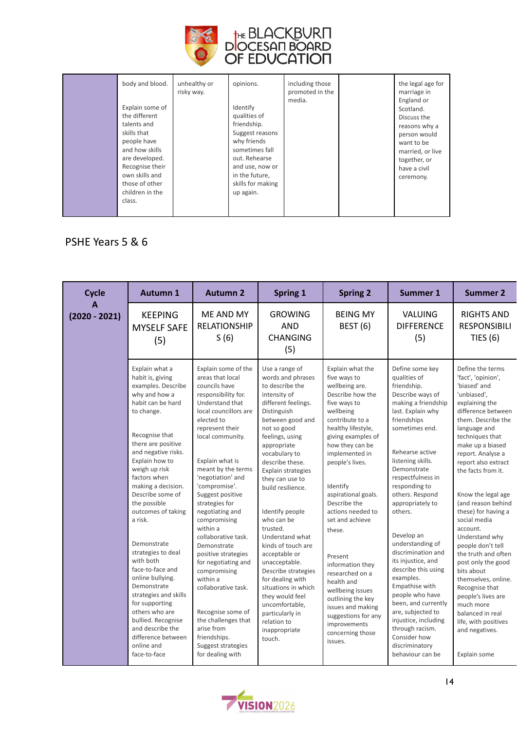| | | | | | | |
|---|---|---|---|---|---|---|
| | body and blood.<br><br>Explain some of the different talents and skills that people have and how skills are developed. Recognise their own skills and those of other children in the class. | unhealthy or risky way. | opinions.<br><br>Identify qualities of friendship. Suggest reasons why friends sometimes fall out. Rehearse and use, now or in the future, skills for making up again. | including those promoted in the media. | | the legal age for marriage in England or Scotland. Discuss the reasons why a person would want to be married, or live together, or have a civil ceremony. |

PSHE Years 5 & 6

| Cycle A (2020 - 2021) | Autumn 1 | Autumn 2 | Spring 1 | Spring 2 | Summer 1 | Summer 2 |
|---|---|---|---|---|---|---|
| | KEEPING MYSELF SAFE (5) | ME AND MY RELATIONSHIPS (6) | GROWING AND CHANGING (5) | BEING MY BEST (6) | VALUING DIFFERENCE (5) | RIGHTS AND RESPONSIBILITIES (6) |
| | Explain what a habit is, giving examples. Describe why and how a habit can be hard to change.<br><br>Recognise that there are positive and negative risks. Explain how to weigh up risk factors when making a decision. Describe some of the possible outcomes of taking a risk.<br><br>Demonstrate strategies to deal with both face-to-face and online bullying. Demonstrate strategies and skills for supporting others who are bullied. Recognise and describe the difference between online and face-to-face | Explain some of the areas that local councils have responsibility for. Understand that local councillors are elected to represent their local community.<br><br>Explain what is meant by the terms 'negotiation' and 'compromise'. Suggest positive strategies for negotiating and compromising within a collaborative task. Demonstrate positive strategies for negotiating and compromising within a collaborative task.<br><br>Recognise some of the challenges that arise from friendships. Suggest strategies for dealing with | Use a range of words and phrases to describe the intensity of different feelings. Distinguish between good and not so good feelings, using appropriate vocabulary to describe these. Explain strategies they can use to build resilience.<br><br>Identify people who can be trusted. Understand what kinds of touch are acceptable or unacceptable. Describe strategies for dealing with situations in which they would feel uncomfortable, particularly in relation to inappropriate touch. | Explain what the five ways to wellbeing are. Describe how the five ways to wellbeing contribute to a healthy lifestyle, giving examples of how they can be implemented in people's lives.<br><br>Identify aspirational goals. Describe the actions needed to set and achieve these.<br><br>Present information they researched on a health and wellbeing issues outlining the key issues and making suggestions for any improvements concerning those issues. | Define some key qualities of friendship. Describe ways of making a friendship last. Explain why friendships sometimes end.<br><br>Rehearse active listening skills. Demonstrate respectfulness in responding to others. Respond appropriately to others.<br><br>Develop an understanding of discrimination and its injustice, and describe this using examples. Empathise with people who have been, and currently are, subjected to injustice, including through racism. Consider how discriminatory behaviour can be | Define the terms 'fact', 'opinion', 'biased' and 'unbiased', explaining the difference between them. Describe the language and techniques that make up a biased report. Analyse a report also extract the facts from it.<br><br>Know the legal age (and reason behind these) for having a social media account. Understand why people don't tell the truth and often post only the good bits about themselves, online. Recognise that people's lives are much more balanced in real life, with positives and negatives.<br><br>Explain some |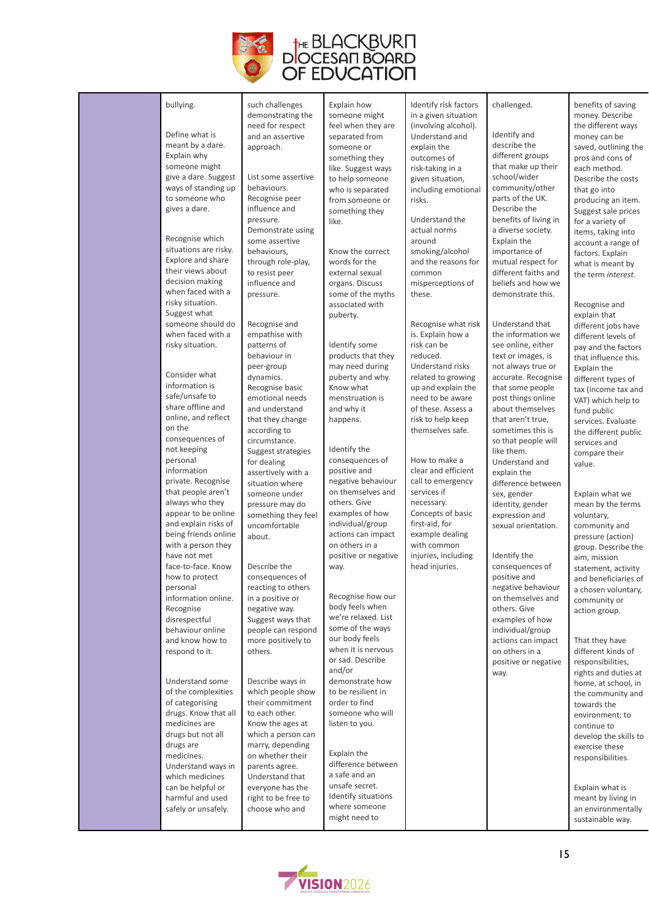| | | | | | | |
|---|---|---|---|---|---|---|
| | bullying.<br><br>Define what is meant by a dare. Explain why someone might give a dare. Suggest ways of standing up to someone who gives a dare.<br><br>Recognise which situations are risky. Explore and share their views about decision making when faced with a risky situation. Suggest what someone should do when faced with a risky situation.<br><br>Consider what information is safe/unsafe to share offline and online, and reflect on the consequences of not keeping personal information private. Recognise that people aren't always who they appear to be online and explain risks of being friends online with a person they have not met face-to-face. Know how to protect personal information online. Recognise disrespectful behaviour online and know how to respond to it.<br><br>Understand some of the complexities of categorising drugs. Know that all medicines are drugs but not all drugs are medicines. Understand ways in which medicines can be helpful or harmful and used safely or unsafely. | such challenges demonstrating the need for respect and an assertive approach.<br><br>List some assertive behaviours. Recognise peer influence and pressure. Demonstrate using some assertive behaviours, through role-play, to resist peer influence and pressure.<br><br>Recognise and empathise with patterns of behaviour in peer-group dynamics. Recognise basic emotional needs and understand that they change according to circumstance. Suggest strategies for dealing assertively with a situation where someone under pressure may do something they feel uncomfortable about.<br><br>Describe the consequences of reacting to others in a positive or negative way. Suggest ways that people can respond more positively to others.<br><br>Describe ways in which people show their commitment to each other. Know the ages at which a person can marry, depending on whether their parents agree. Understand that everyone has the right to be free to choose who and | Explain how someone might feel when they are separated from someone or something they like. Suggest ways to help someone who is separated from someone or something they like.<br><br>Know the correct words for the external sexual organs. Discuss some of the myths associated with puberty.<br><br>Identify some products that they may need during puberty and why. Know what menstruation is and why it happens.<br><br>Identify the consequences of positive and negative behaviour on themselves and others. Give examples of how individual/group actions can impact on others in a positive or negative way.<br><br>Recognise how our body feels when we're relaxed. List some of the ways our body feels when it is nervous or sad. Describe and/or demonstrate how to be resilient in order to find someone who will listen to you.<br><br>Explain the difference between a safe and an unsafe secret. Identify situations where someone might need to | Identify risk factors in a given situation (involving alcohol). Understand and explain the outcomes of risk-taking in a given situation, including emotional risks.<br><br>Understand the actual norms around smoking/alcohol and the reasons for common misperceptions of these.<br><br>Recognise what risk is. Explain how a risk can be reduced. Understand risks related to growing up and explain the need to be aware of these. Assess a risk to help keep themselves safe.<br><br>How to make a clear and efficient call to emergency services if necessary. Concepts of basic first-aid, for example dealing with common injuries, including head injuries. | challenged.<br><br>Identify and describe the different groups that make up their school/wider community/other parts of the UK. Describe the benefits of living in a diverse society. Explain the importance of mutual respect for different faiths and beliefs and how we demonstrate this.<br><br>Understand that the information we see online, either text or images, is not always true or accurate. Recognise that some people post things online about themselves that aren't true, sometimes this is so that people will like them. Understand and explain the difference between sex, gender identity, gender expression and sexual orientation.<br><br>Identify the consequences of positive and negative behaviour on themselves and others. Give examples of how individual/group actions can impact on others in a positive or negative way. | benefits of saving money. Describe the different ways money can be saved, outlining the pros and cons of each method. Describe the costs that go into producing an item. Suggest sale prices for a variety of items, taking into account a range of factors. Explain what is meant by the term *interest*.<br><br>Recognise and explain that different jobs have different levels of pay and the factors that influence this. Explain the different types of tax (income tax and VAT) which help to fund public services. Evaluate the different public services and compare their value.<br><br>Explain what we mean by the terms voluntary, community and pressure (action) group. Describe the aim, mission statement, activity and beneficiaries of a chosen voluntary, community or action group.<br><br>That they have different kinds of responsibilities, rights and duties at home, at school, in the community and towards the environment; to continue to develop the skills to exercise these responsibilities.<br><br>Explain what is meant by living in an environmentally sustainable way. |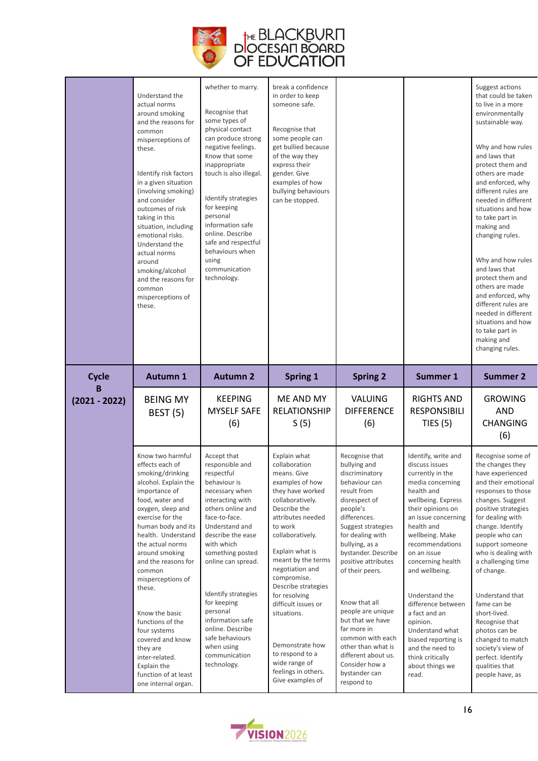| | | | | | | |
|---|---|---|---|---|---|---|
| | Understand the actual norms around smoking and the reasons for common misperceptions of these.<br><br>Identify risk factors in a given situation (involving smoking) and consider outcomes of risk taking in this situation, including emotional risks. Understand the actual norms around smoking/alcohol and the reasons for common misperceptions of these. | whether to marry.<br><br>Recognise that some types of physical contact can produce strong negative feelings. Know that some inappropriate touch is also illegal.<br><br>Identify strategies for keeping personal information safe online. Describe safe and respectful behaviours when using communication technology. | break a confidence in order to keep someone safe.<br><br>Recognise that some people can get bullied because of the way they express their gender. Give examples of how bullying behaviours can be stopped. | | | Suggest actions that could be taken to live in a more environmentally sustainable way.<br><br>Why and how rules and laws that protect them and others are made and enforced, why different rules are needed in different situations and how to take part in making and changing rules.<br><br>Why and how rules and laws that protect them and others are made and enforced, why different rules are needed in different situations and how to take part in making and changing rules. |
| **Cycle B (2021 - 2022)** | **Autumn 1** | **Autumn 2** | **Spring 1** | **Spring 2** | **Summer 1** | **Summer 2** |
| | BEING MY BEST (5) | KEEPING MYSELF SAFE (6) | ME AND MY RELATIONSHIPS (5) | VALUING DIFFERENCE (6) | RIGHTS AND RESPONSIBILITIES (5) | GROWING AND CHANGING (6) |
| | Know two harmful effects each of smoking/drinking alcohol. Explain the importance of food, water and oxygen, sleep and exercise for the human body and its health. Understand the actual norms around smoking and the reasons for common misperceptions of these.<br><br>Know the basic functions of the four systems covered and know they are inter-related. Explain the function of at least one internal organ. | Accept that responsible and respectful behaviour is necessary when interacting with others online and face-to-face. Understand and describe the ease with which something posted online can spread.<br><br>Identify strategies for keeping personal information safe online. Describe safe behaviours when using communication technology. | Explain what collaboration means. Give examples of how they have worked collaboratively. Describe the attributes needed to work collaboratively.<br><br>Explain what is meant by the terms negotiation and compromise. Describe strategies for resolving difficult issues or situations.<br><br>Demonstrate how to respond to a wide range of feelings in others. Give examples of | Recognise that bullying and discriminatory behaviour can result from disrespect of people's differences. Suggest strategies for dealing with bullying, as a bystander. Describe positive attributes of their peers.<br><br>Know that all people are unique but that we have far more in common with each other than what is different about us. Consider how a bystander can respond to | Identify, write and discuss issues currently in the media concerning health and wellbeing. Express their opinions on an issue concerning health and wellbeing. Make recommendations on an issue concerning health and wellbeing.<br><br>Understand the difference between a fact and an opinion. Understand what biased reporting is and the need to think critically about things we read. | Recognise some of the changes they have experienced and their emotional responses to those changes. Suggest positive strategies for dealing with change. Identify people who can support someone who is dealing with a challenging time of change.<br><br>Understand that fame can be short-lived. Recognise that photos can be changed to match society's view of perfect. Identify qualities that people have, as |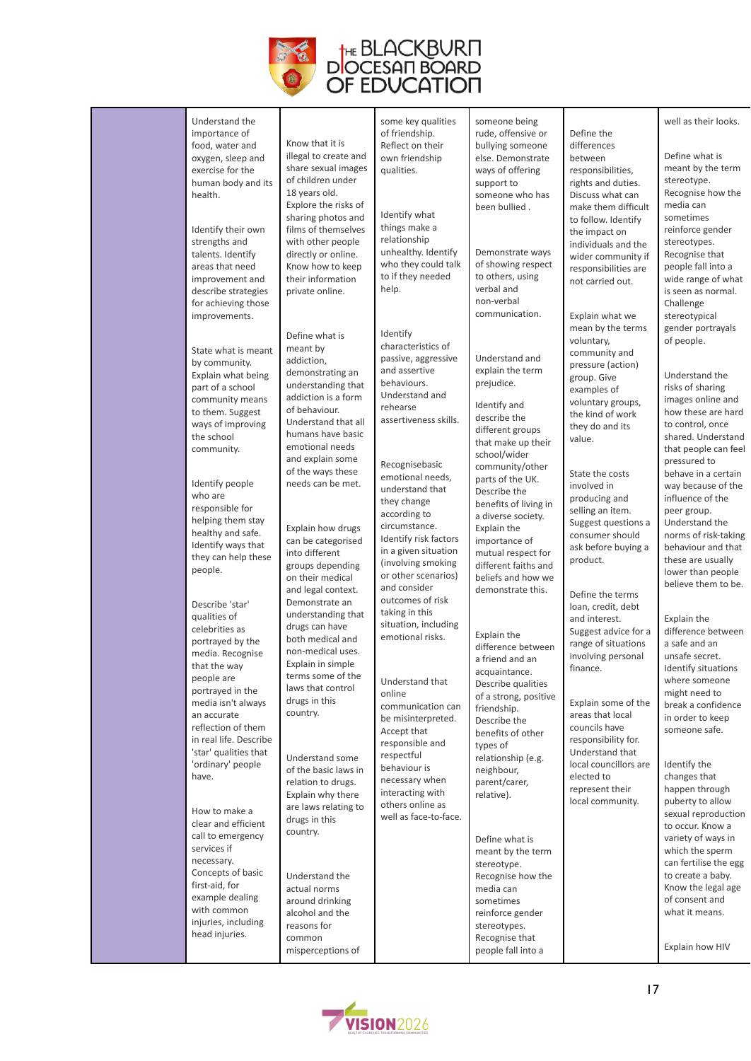| | | | | | | |
|---|---|---|---|---|---|---|
| | Understand the importance of food, water and oxygen, sleep and exercise for the human body and its health.<br><br>Identify their own strengths and talents. Identify areas that need improvement and describe strategies for achieving those improvements.<br><br>State what is meant by community. Explain what being part of a school community means to them. Suggest ways of improving the school community.<br><br>Identify people who are responsible for helping them stay healthy and safe. Identify ways that they can help these people.<br><br>Describe 'star' qualities of celebrities as portrayed by the media. Recognise that the way people are portrayed in the media isn't always an accurate reflection of them in real life. Describe 'star' qualities that 'ordinary' people have.<br><br>How to make a clear and efficient call to emergency services if necessary. Concepts of basic first-aid, for example dealing with common injuries, including head injuries. | Know that it is illegal to create and share sexual images of children under 18 years old. Explore the risks of sharing photos and films of themselves with other people directly or online. Know how to keep their information private online.<br><br>Define what is meant by addiction, demonstrating an understanding that addiction is a form of behaviour. Understand that all humans have basic emotional needs and explain some of the ways these needs can be met.<br><br>Explain how drugs can be categorised into different groups depending on their medical and legal context. Demonstrate an understanding that drugs can have both medical and non-medical uses. Explain in simple terms some of the laws that control drugs in this country.<br><br>Understand some of the basic laws in relation to drugs. Explain why there are laws relating to drugs in this country.<br><br>Understand the actual norms around drinking alcohol and the reasons for common misperceptions of | some key qualities of friendship. Reflect on their own friendship qualities.<br><br>Identify what things make a relationship unhealthy. Identify who they could talk to if they needed help.<br><br>Identify characteristics of passive, aggressive and assertive behaviours. Understand and rehearse assertiveness skills.<br><br>Recognisebasic emotional needs, understand that they change according to circumstance. Identify risk factors in a given situation (involving smoking or other scenarios) and consider outcomes of risk taking in this situation, including emotional risks.<br><br>Understand that online communication can be misinterpreted. Accept that responsible and respectful behaviour is necessary when interacting with others online as well as face-to-face. | someone being rude, offensive or bullying someone else. Demonstrate ways of offering support to someone who has been bullied .<br><br>Demonstrate ways of showing respect to others, using verbal and non-verbal communication.<br><br>Understand and explain the term prejudice.<br><br>Identify and describe the different groups that make up their school/wider community/other parts of the UK. Describe the benefits of living in a diverse society. Explain the importance of mutual respect for different faiths and beliefs and how we demonstrate this.<br><br>Explain the difference between a friend and an acquaintance. Describe qualities of a strong, positive friendship. Describe the benefits of other types of relationship (e.g. neighbour, parent/carer, relative).<br><br>Define what is meant by the term stereotype. Recognise how the media can sometimes reinforce gender stereotypes. Recognise that people fall into a | Define the differences between responsibilities, rights and duties. Discuss what can make them difficult to follow. Identify the impact on individuals and the wider community if responsibilities are not carried out.<br><br>Explain what we mean by the terms voluntary, community and pressure (action) group. Give examples of voluntary groups, the kind of work they do and its value.<br><br>State the costs involved in producing and selling an item. Suggest questions a consumer should ask before buying a product.<br><br>Define the terms loan, credit, debt and interest. Suggest advice for a range of situations involving personal finance.<br><br>Explain some of the areas that local councils have responsibility for. Understand that local councillors are elected to represent their local community. | well as their looks.<br><br>Define what is meant by the term stereotype. Recognise how the media can sometimes reinforce gender stereotypes. Recognise that people fall into a wide range of what is seen as normal. Challenge stereotypical gender portrayals of people.<br><br>Understand the risks of sharing images online and how these are hard to control, once shared. Understand that people can feel pressured to behave in a certain way because of the influence of the peer group. Understand the norms of risk-taking behaviour and that these are usually lower than people believe them to be.<br><br>Explain the difference between a safe and an unsafe secret. Identify situations where someone might need to break a confidence in order to keep someone safe.<br><br>Identify the changes that happen through puberty to allow sexual reproduction to occur. Know a variety of ways in which the sperm can fertilise the egg to create a baby. Know the legal age of consent and what it means.<br><br>Explain how HIV |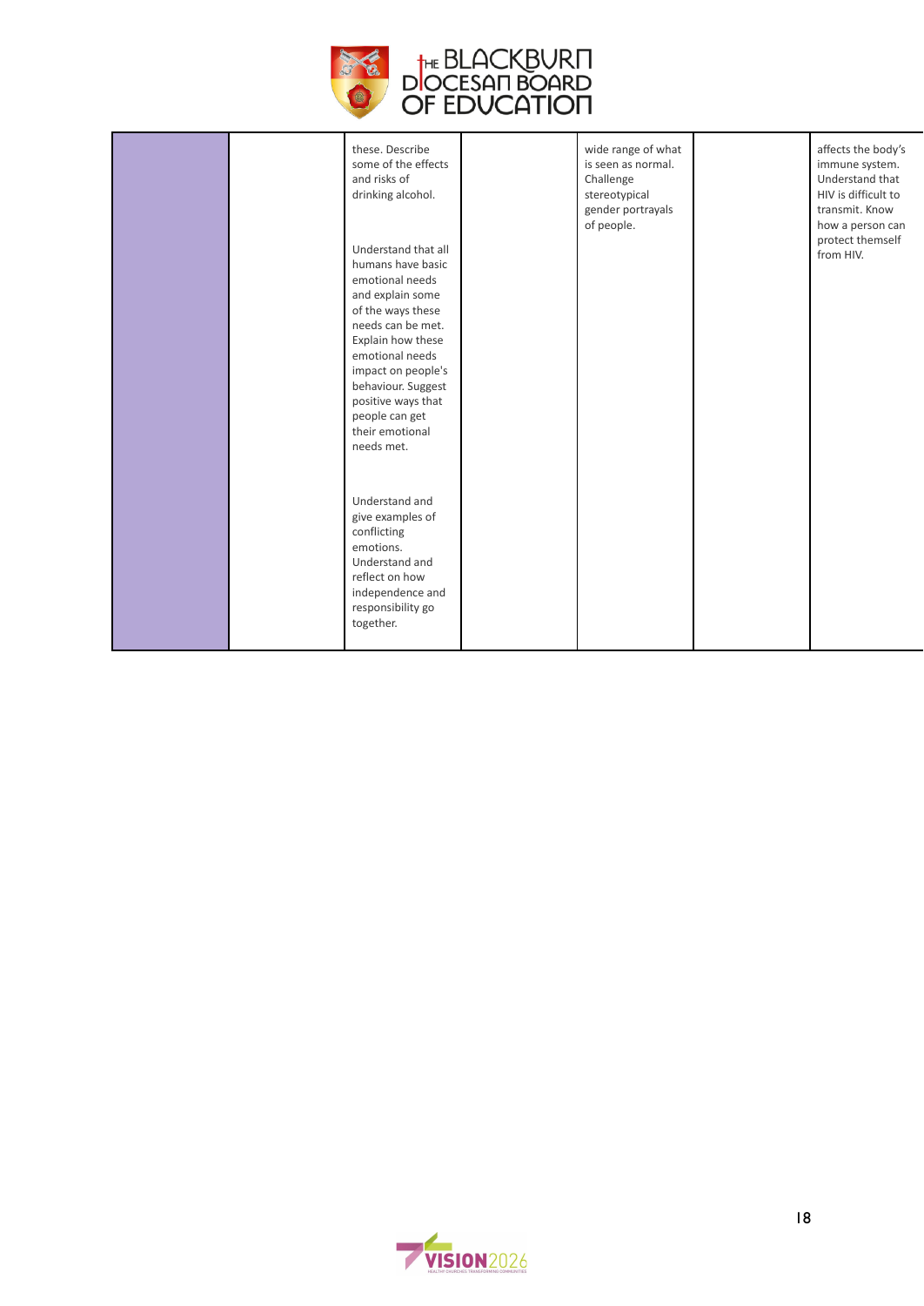| | | | | | | |
|---|---|---|---|---|---|---|
| | | these. Describe some of the effects and risks of drinking alcohol.<br><br>Understand that all humans have basic emotional needs and explain some of the ways these needs can be met. Explain how these emotional needs impact on people's behaviour. Suggest positive ways that people can get their emotional needs met.<br><br>Understand and give examples of conflicting emotions. Understand and reflect on how independence and responsibility go together. | | wide range of what is seen as normal. Challenge stereotypical gender portrayals of people. | | affects the body's immune system. Understand that HIV is difficult to transmit. Know how a person can protect themself from HIV. |